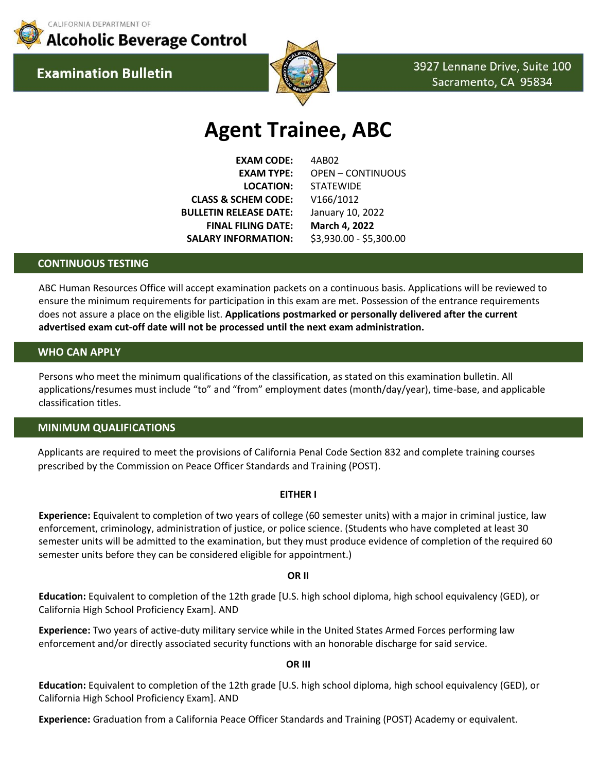CALIFORNIA DEPARTMENT OF

**Alcoholic Beverage Control**

**Examination Bulletin**

3927 Lennane Drive, Suite 100
Sacramento, CA 95834

# Agent Trainee, ABC

**EXAM CODE:** 4AB02
**EXAM TYPE:** OPEN – CONTINUOUS
**LOCATION:** STATEWIDE
**CLASS & SCHEM CODE:** V166/1012
**BULLETIN RELEASE DATE:** January 10, 2022
**FINAL FILING DATE:** **March 4, 2022**
**SALARY INFORMATION:** $3,930.00 - $5,300.00

## CONTINUOUS TESTING

ABC Human Resources Office will accept examination packets on a continuous basis. Applications will be reviewed to ensure the minimum requirements for participation in this exam are met. Possession of the entrance requirements does not assure a place on the eligible list. **Applications postmarked or personally delivered after the current advertised exam cut-off date will not be processed until the next exam administration.**

## WHO CAN APPLY

Persons who meet the minimum qualifications of the classification, as stated on this examination bulletin. All applications/resumes must include "to" and "from" employment dates (month/day/year), time-base, and applicable classification titles.

## MINIMUM QUALIFICATIONS

Applicants are required to meet the provisions of California Penal Code Section 832 and complete training courses prescribed by the Commission on Peace Officer Standards and Training (POST).

**EITHER I**

**Experience:** Equivalent to completion of two years of college (60 semester units) with a major in criminal justice, law enforcement, criminology, administration of justice, or police science. (Students who have completed at least 30 semester units will be admitted to the examination, but they must produce evidence of completion of the required 60 semester units before they can be considered eligible for appointment.)

**OR II**

**Education:** Equivalent to completion of the 12th grade [U.S. high school diploma, high school equivalency (GED), or California High School Proficiency Exam]. AND

**Experience:** Two years of active-duty military service while in the United States Armed Forces performing law enforcement and/or directly associated security functions with an honorable discharge for said service.

**OR III**

**Education:** Equivalent to completion of the 12th grade [U.S. high school diploma, high school equivalency (GED), or California High School Proficiency Exam]. AND

**Experience:** Graduation from a California Peace Officer Standards and Training (POST) Academy or equivalent.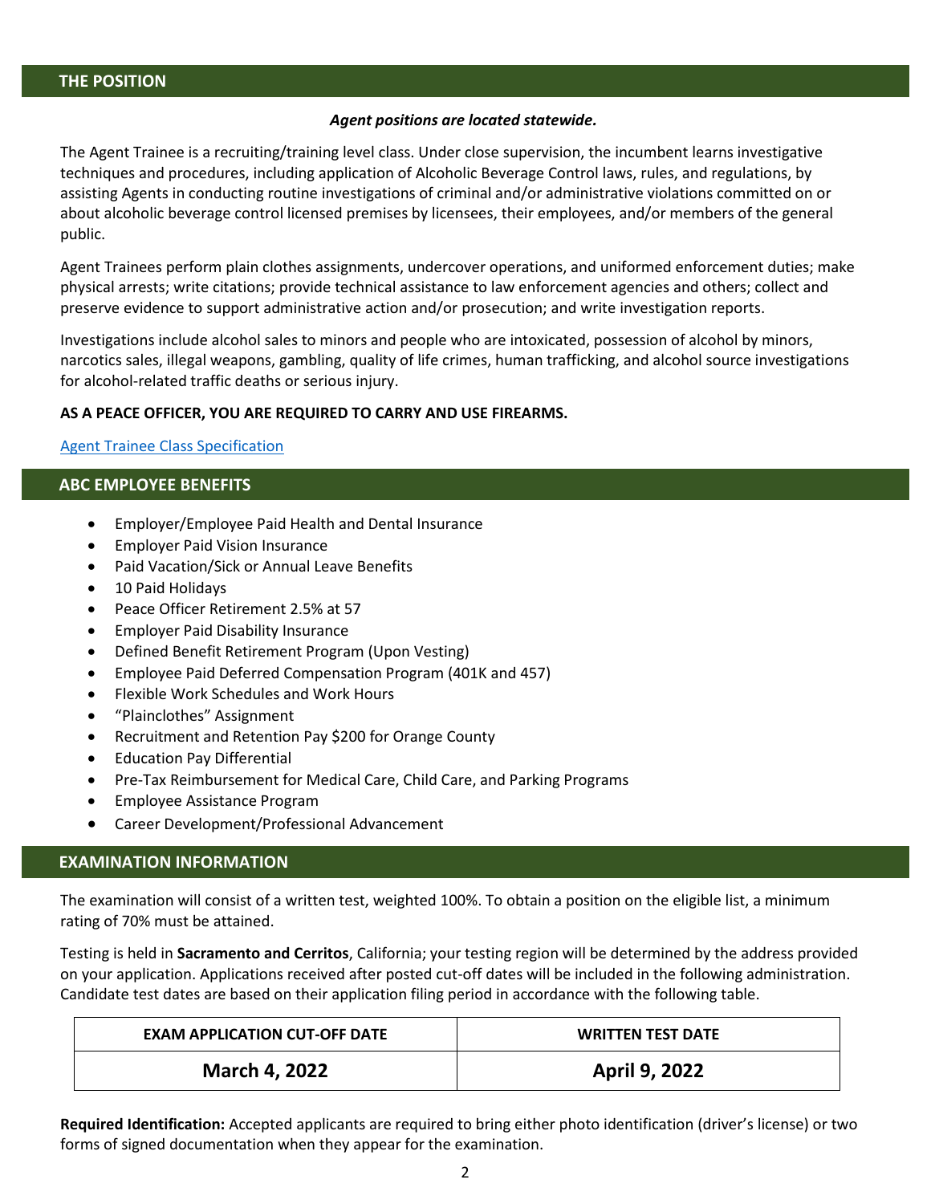## THE POSITION

***Agent positions are located statewide.***

The Agent Trainee is a recruiting/training level class. Under close supervision, the incumbent learns investigative techniques and procedures, including application of Alcoholic Beverage Control laws, rules, and regulations, by assisting Agents in conducting routine investigations of criminal and/or administrative violations committed on or about alcoholic beverage control licensed premises by licensees, their employees, and/or members of the general public.

Agent Trainees perform plain clothes assignments, undercover operations, and uniformed enforcement duties; make physical arrests; write citations; provide technical assistance to law enforcement agencies and others; collect and preserve evidence to support administrative action and/or prosecution; and write investigation reports.

Investigations include alcohol sales to minors and people who are intoxicated, possession of alcohol by minors, narcotics sales, illegal weapons, gambling, quality of life crimes, human trafficking, and alcohol source investigations for alcohol-related traffic deaths or serious injury.

**AS A PEACE OFFICER, YOU ARE REQUIRED TO CARRY AND USE FIREARMS.**

Agent Trainee Class Specification

## ABC EMPLOYEE BENEFITS

- Employer/Employee Paid Health and Dental Insurance
- Employer Paid Vision Insurance
- Paid Vacation/Sick or Annual Leave Benefits
- 10 Paid Holidays
- Peace Officer Retirement 2.5% at 57
- Employer Paid Disability Insurance
- Defined Benefit Retirement Program (Upon Vesting)
- Employee Paid Deferred Compensation Program (401K and 457)
- Flexible Work Schedules and Work Hours
- "Plainclothes" Assignment
- Recruitment and Retention Pay $200 for Orange County
- Education Pay Differential
- Pre-Tax Reimbursement for Medical Care, Child Care, and Parking Programs
- Employee Assistance Program
- Career Development/Professional Advancement

## EXAMINATION INFORMATION

The examination will consist of a written test, weighted 100%. To obtain a position on the eligible list, a minimum rating of 70% must be attained.

Testing is held in **Sacramento and Cerritos**, California; your testing region will be determined by the address provided on your application. Applications received after posted cut-off dates will be included in the following administration. Candidate test dates are based on their application filing period in accordance with the following table.

| EXAM APPLICATION CUT-OFF DATE | WRITTEN TEST DATE |
|---|---|
| **March 4, 2022** | **April 9, 2022** |

**Required Identification:** Accepted applicants are required to bring either photo identification (driver's license) or two forms of signed documentation when they appear for the examination.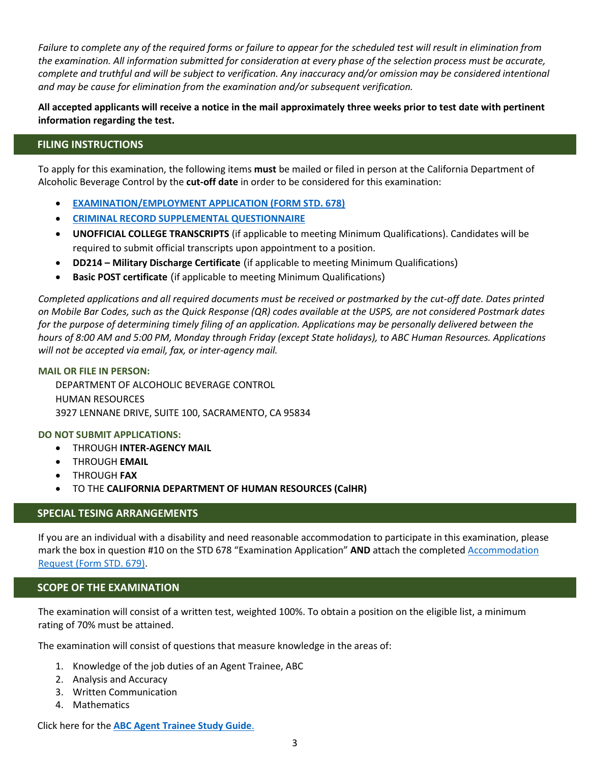*Failure to complete any of the required forms or failure to appear for the scheduled test will result in elimination from the examination. All information submitted for consideration at every phase of the selection process must be accurate, complete and truthful and will be subject to verification. Any inaccuracy and/or omission may be considered intentional and may be cause for elimination from the examination and/or subsequent verification.*

**All accepted applicants will receive a notice in the mail approximately three weeks prior to test date with pertinent information regarding the test.**

## FILING INSTRUCTIONS

To apply for this examination, the following items **must** be mailed or filed in person at the California Department of Alcoholic Beverage Control by the **cut-off date** in order to be considered for this examination:

- **EXAMINATION/EMPLOYMENT APPLICATION (FORM STD. 678)**
- **CRIMINAL RECORD SUPPLEMENTAL QUESTIONNAIRE**
- **UNOFFICIAL COLLEGE TRANSCRIPTS** (if applicable to meeting Minimum Qualifications). Candidates will be required to submit official transcripts upon appointment to a position.
- **DD214 – Military Discharge Certificate** (if applicable to meeting Minimum Qualifications)
- **Basic POST certificate** (if applicable to meeting Minimum Qualifications)

*Completed applications and all required documents must be received or postmarked by the cut-off date. Dates printed on Mobile Bar Codes, such as the Quick Response (QR) codes available at the USPS, are not considered Postmark dates for the purpose of determining timely filing of an application. Applications may be personally delivered between the hours of 8:00 AM and 5:00 PM, Monday through Friday (except State holidays), to ABC Human Resources. Applications will not be accepted via email, fax, or inter-agency mail.*

**MAIL OR FILE IN PERSON:**

DEPARTMENT OF ALCOHOLIC BEVERAGE CONTROL
HUMAN RESOURCES
3927 LENNANE DRIVE, SUITE 100, SACRAMENTO, CA 95834

**DO NOT SUBMIT APPLICATIONS:**

- THROUGH **INTER-AGENCY MAIL**
- THROUGH **EMAIL**
- THROUGH **FAX**
- TO THE **CALIFORNIA DEPARTMENT OF HUMAN RESOURCES (CalHR)**

## SPECIAL TESING ARRANGEMENTS

If you are an individual with a disability and need reasonable accommodation to participate in this examination, please mark the box in question #10 on the STD 678 "Examination Application" **AND** attach the completed Accommodation Request (Form STD. 679).

## SCOPE OF THE EXAMINATION

The examination will consist of a written test, weighted 100%. To obtain a position on the eligible list, a minimum rating of 70% must be attained.

The examination will consist of questions that measure knowledge in the areas of:

1. Knowledge of the job duties of an Agent Trainee, ABC
2. Analysis and Accuracy
3. Written Communication
4. Mathematics

Click here for the **ABC Agent Trainee Study Guide**.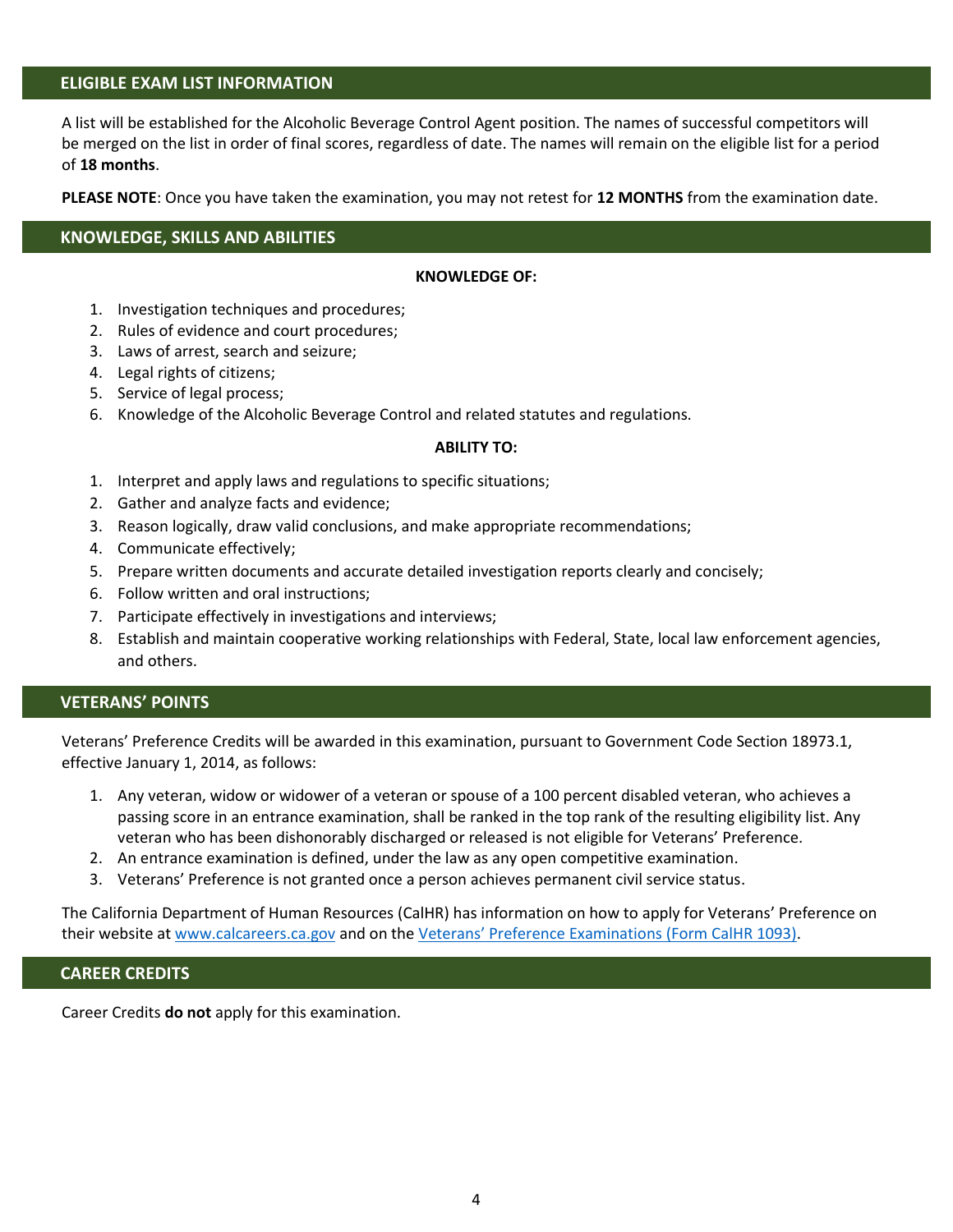## ELIGIBLE EXAM LIST INFORMATION

A list will be established for the Alcoholic Beverage Control Agent position. The names of successful competitors will be merged on the list in order of final scores, regardless of date. The names will remain on the eligible list for a period of **18 months**.

**PLEASE NOTE**: Once you have taken the examination, you may not retest for **12 MONTHS** from the examination date.

## KNOWLEDGE, SKILLS AND ABILITIES

**KNOWLEDGE OF:**

1. Investigation techniques and procedures;
2. Rules of evidence and court procedures;
3. Laws of arrest, search and seizure;
4. Legal rights of citizens;
5. Service of legal process;
6. Knowledge of the Alcoholic Beverage Control and related statutes and regulations.

**ABILITY TO:**

1. Interpret and apply laws and regulations to specific situations;
2. Gather and analyze facts and evidence;
3. Reason logically, draw valid conclusions, and make appropriate recommendations;
4. Communicate effectively;
5. Prepare written documents and accurate detailed investigation reports clearly and concisely;
6. Follow written and oral instructions;
7. Participate effectively in investigations and interviews;
8. Establish and maintain cooperative working relationships with Federal, State, local law enforcement agencies, and others.

## VETERANS' POINTS

Veterans' Preference Credits will be awarded in this examination, pursuant to Government Code Section 18973.1, effective January 1, 2014, as follows:

1. Any veteran, widow or widower of a veteran or spouse of a 100 percent disabled veteran, who achieves a passing score in an entrance examination, shall be ranked in the top rank of the resulting eligibility list. Any veteran who has been dishonorably discharged or released is not eligible for Veterans' Preference.
2. An entrance examination is defined, under the law as any open competitive examination.
3. Veterans' Preference is not granted once a person achieves permanent civil service status.

The California Department of Human Resources (CalHR) has information on how to apply for Veterans' Preference on their website at www.calcareers.ca.gov and on the Veterans' Preference Examinations (Form CalHR 1093).

## CAREER CREDITS

Career Credits **do not** apply for this examination.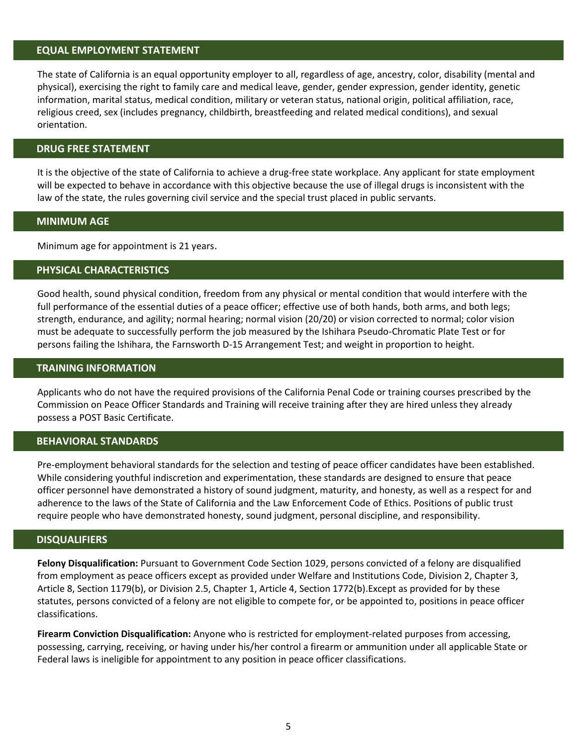## EQUAL EMPLOYMENT STATEMENT

The state of California is an equal opportunity employer to all, regardless of age, ancestry, color, disability (mental and physical), exercising the right to family care and medical leave, gender, gender expression, gender identity, genetic information, marital status, medical condition, military or veteran status, national origin, political affiliation, race, religious creed, sex (includes pregnancy, childbirth, breastfeeding and related medical conditions), and sexual orientation.

## DRUG FREE STATEMENT

It is the objective of the state of California to achieve a drug-free state workplace. Any applicant for state employment will be expected to behave in accordance with this objective because the use of illegal drugs is inconsistent with the law of the state, the rules governing civil service and the special trust placed in public servants.

## MINIMUM AGE

Minimum age for appointment is 21 years.

## PHYSICAL CHARACTERISTICS

Good health, sound physical condition, freedom from any physical or mental condition that would interfere with the full performance of the essential duties of a peace officer; effective use of both hands, both arms, and both legs; strength, endurance, and agility; normal hearing; normal vision (20/20) or vision corrected to normal; color vision must be adequate to successfully perform the job measured by the Ishihara Pseudo-Chromatic Plate Test or for persons failing the Ishihara, the Farnsworth D-15 Arrangement Test; and weight in proportion to height.

## TRAINING INFORMATION

Applicants who do not have the required provisions of the California Penal Code or training courses prescribed by the Commission on Peace Officer Standards and Training will receive training after they are hired unless they already possess a POST Basic Certificate.

## BEHAVIORAL STANDARDS

Pre-employment behavioral standards for the selection and testing of peace officer candidates have been established. While considering youthful indiscretion and experimentation, these standards are designed to ensure that peace officer personnel have demonstrated a history of sound judgment, maturity, and honesty, as well as a respect for and adherence to the laws of the State of California and the Law Enforcement Code of Ethics. Positions of public trust require people who have demonstrated honesty, sound judgment, personal discipline, and responsibility.

## DISQUALIFIERS

**Felony Disqualification:** Pursuant to Government Code Section 1029, persons convicted of a felony are disqualified from employment as peace officers except as provided under Welfare and Institutions Code, Division 2, Chapter 3, Article 8, Section 1179(b), or Division 2.5, Chapter 1, Article 4, Section 1772(b).Except as provided for by these statutes, persons convicted of a felony are not eligible to compete for, or be appointed to, positions in peace officer classifications.

**Firearm Conviction Disqualification:** Anyone who is restricted for employment-related purposes from accessing, possessing, carrying, receiving, or having under his/her control a firearm or ammunition under all applicable State or Federal laws is ineligible for appointment to any position in peace officer classifications.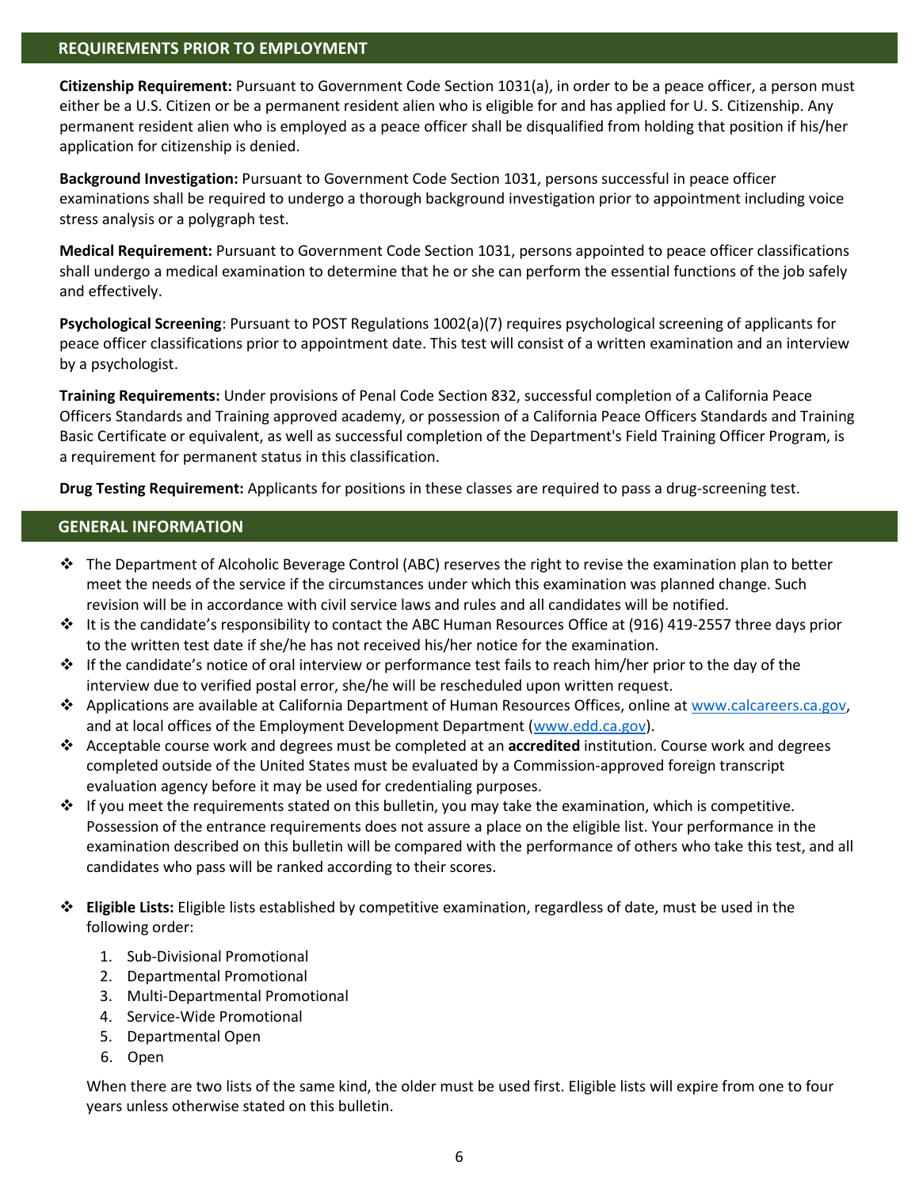## REQUIREMENTS PRIOR TO EMPLOYMENT

**Citizenship Requirement:** Pursuant to Government Code Section 1031(a), in order to be a peace officer, a person must either be a U.S. Citizen or be a permanent resident alien who is eligible for and has applied for U. S. Citizenship. Any permanent resident alien who is employed as a peace officer shall be disqualified from holding that position if his/her application for citizenship is denied.

**Background Investigation:** Pursuant to Government Code Section 1031, persons successful in peace officer examinations shall be required to undergo a thorough background investigation prior to appointment including voice stress analysis or a polygraph test.

**Medical Requirement:** Pursuant to Government Code Section 1031, persons appointed to peace officer classifications shall undergo a medical examination to determine that he or she can perform the essential functions of the job safely and effectively.

**Psychological Screening**: Pursuant to POST Regulations 1002(a)(7) requires psychological screening of applicants for peace officer classifications prior to appointment date. This test will consist of a written examination and an interview by a psychologist.

**Training Requirements:** Under provisions of Penal Code Section 832, successful completion of a California Peace Officers Standards and Training approved academy, or possession of a California Peace Officers Standards and Training Basic Certificate or equivalent, as well as successful completion of the Department's Field Training Officer Program, is a requirement for permanent status in this classification.

**Drug Testing Requirement:** Applicants for positions in these classes are required to pass a drug-screening test.

## GENERAL INFORMATION

- The Department of Alcoholic Beverage Control (ABC) reserves the right to revise the examination plan to better meet the needs of the service if the circumstances under which this examination was planned change. Such revision will be in accordance with civil service laws and rules and all candidates will be notified.
- It is the candidate's responsibility to contact the ABC Human Resources Office at (916) 419-2557 three days prior to the written test date if she/he has not received his/her notice for the examination.
- If the candidate's notice of oral interview or performance test fails to reach him/her prior to the day of the interview due to verified postal error, she/he will be rescheduled upon written request.
- Applications are available at California Department of Human Resources Offices, online at www.calcareers.ca.gov, and at local offices of the Employment Development Department (www.edd.ca.gov).
- Acceptable course work and degrees must be completed at an **accredited** institution. Course work and degrees completed outside of the United States must be evaluated by a Commission-approved foreign transcript evaluation agency before it may be used for credentialing purposes.
- If you meet the requirements stated on this bulletin, you may take the examination, which is competitive. Possession of the entrance requirements does not assure a place on the eligible list. Your performance in the examination described on this bulletin will be compared with the performance of others who take this test, and all candidates who pass will be ranked according to their scores.
- **Eligible Lists:** Eligible lists established by competitive examination, regardless of date, must be used in the following order:

  1. Sub-Divisional Promotional
  2. Departmental Promotional
  3. Multi-Departmental Promotional
  4. Service-Wide Promotional
  5. Departmental Open
  6. Open

  When there are two lists of the same kind, the older must be used first. Eligible lists will expire from one to four years unless otherwise stated on this bulletin.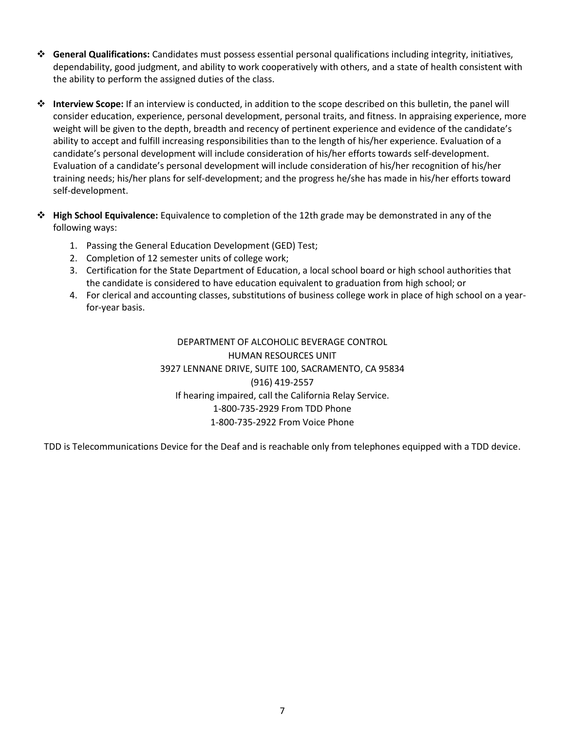- **General Qualifications:** Candidates must possess essential personal qualifications including integrity, initiatives, dependability, good judgment, and ability to work cooperatively with others, and a state of health consistent with the ability to perform the assigned duties of the class.

- **Interview Scope:** If an interview is conducted, in addition to the scope described on this bulletin, the panel will consider education, experience, personal development, personal traits, and fitness. In appraising experience, more weight will be given to the depth, breadth and recency of pertinent experience and evidence of the candidate's ability to accept and fulfill increasing responsibilities than to the length of his/her experience. Evaluation of a candidate's personal development will include consideration of his/her efforts towards self-development. Evaluation of a candidate's personal development will include consideration of his/her recognition of his/her training needs; his/her plans for self-development; and the progress he/she has made in his/her efforts toward self-development.

- **High School Equivalence:** Equivalence to completion of the 12th grade may be demonstrated in any of the following ways:
  1. Passing the General Education Development (GED) Test;
  2. Completion of 12 semester units of college work;
  3. Certification for the State Department of Education, a local school board or high school authorities that the candidate is considered to have education equivalent to graduation from high school; or
  4. For clerical and accounting classes, substitutions of business college work in place of high school on a year-for-year basis.

DEPARTMENT OF ALCOHOLIC BEVERAGE CONTROL
HUMAN RESOURCES UNIT
3927 LENNANE DRIVE, SUITE 100, SACRAMENTO, CA 95834
(916) 419-2557
If hearing impaired, call the California Relay Service.
1-800-735-2929 From TDD Phone
1-800-735-2922 From Voice Phone

TDD is Telecommunications Device for the Deaf and is reachable only from telephones equipped with a TDD device.